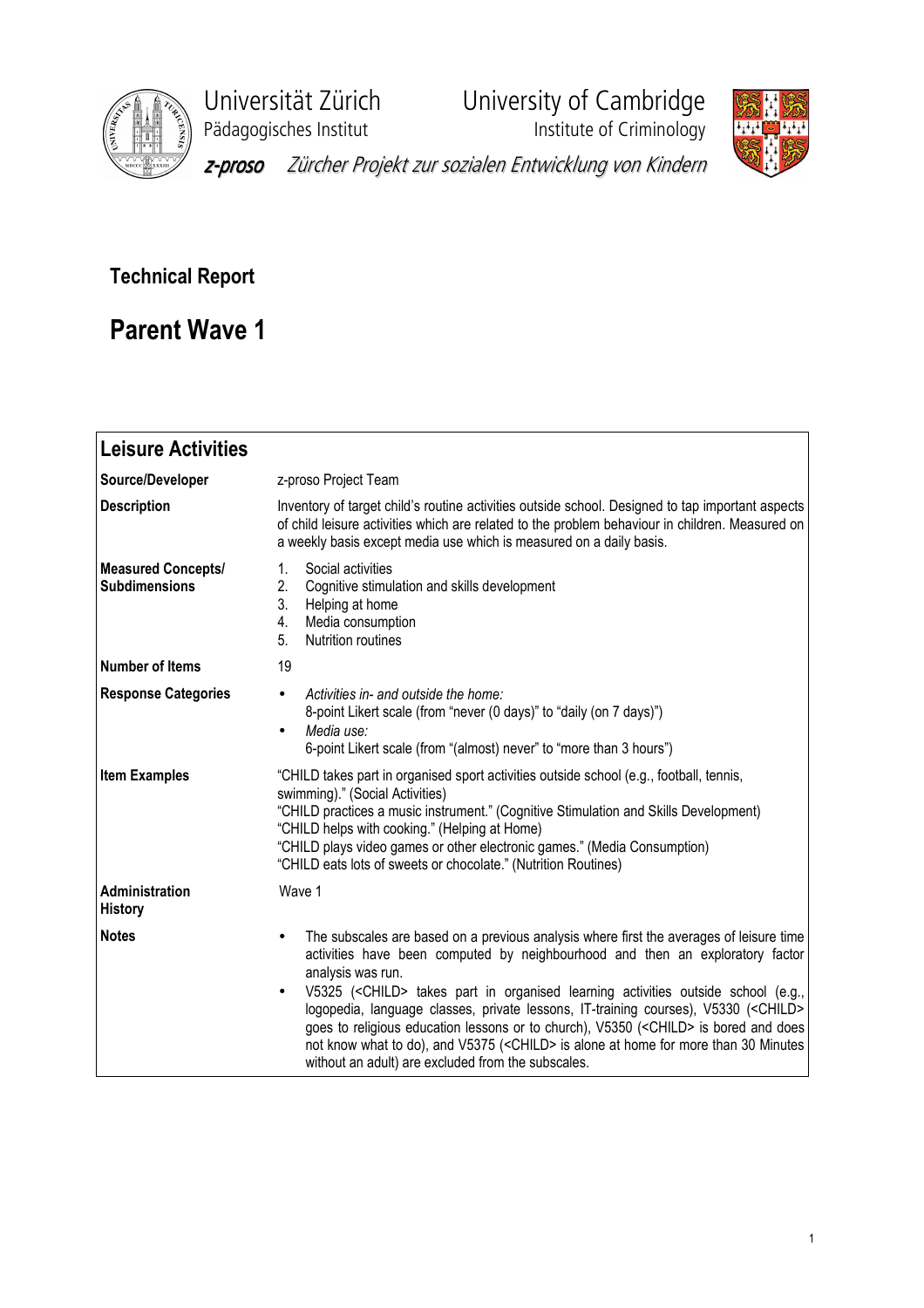Universität Zürich
Pädagogisches Institut

University of Cambridge
Institute of Criminology

*z-proso Zürcher Projekt zur sozialen Entwicklung von Kindern*

# Technical Report

# Parent Wave 1

## Leisure Activities

| | |
|---|---|
| **Source/Developer** | z-proso Project Team |
| **Description** | Inventory of target child's routine activities outside school. Designed to tap important aspects of child leisure activities which are related to the problem behaviour in children. Measured on a weekly basis except media use which is measured on a daily basis. |
| **Measured Concepts/ Subdimensions** | 1. Social activities<br>2. Cognitive stimulation and skills development<br>3. Helping at home<br>4. Media consumption<br>5. Nutrition routines |
| **Number of Items** | 19 |
| **Response Categories** | • *Activities in- and outside the home:*<br>8-point Likert scale (from "never (0 days)" to "daily (on 7 days)")<br>• *Media use:*<br>6-point Likert scale (from "(almost) never" to "more than 3 hours") |
| **Item Examples** | "CHILD takes part in organised sport activities outside school (e.g., football, tennis, swimming)." (Social Activities)<br>"CHILD practices a music instrument." (Cognitive Stimulation and Skills Development)<br>"CHILD helps with cooking." (Helping at Home)<br>"CHILD plays video games or other electronic games." (Media Consumption)<br>"CHILD eats lots of sweets or chocolate." (Nutrition Routines) |
| **Administration History** | Wave 1 |
| **Notes** | • The subscales are based on a previous analysis where first the averages of leisure time activities have been computed by neighbourhood and then an exploratory factor analysis was run.<br>• V5325 (<CHILD> takes part in organised learning activities outside school (e.g., logopedia, language classes, private lessons, IT-training courses), V5330 (<CHILD> goes to religious education lessons or to church), V5350 (<CHILD> is bored and does not know what to do), and V5375 (<CHILD> is alone at home for more than 30 Minutes without an adult) are excluded from the subscales. |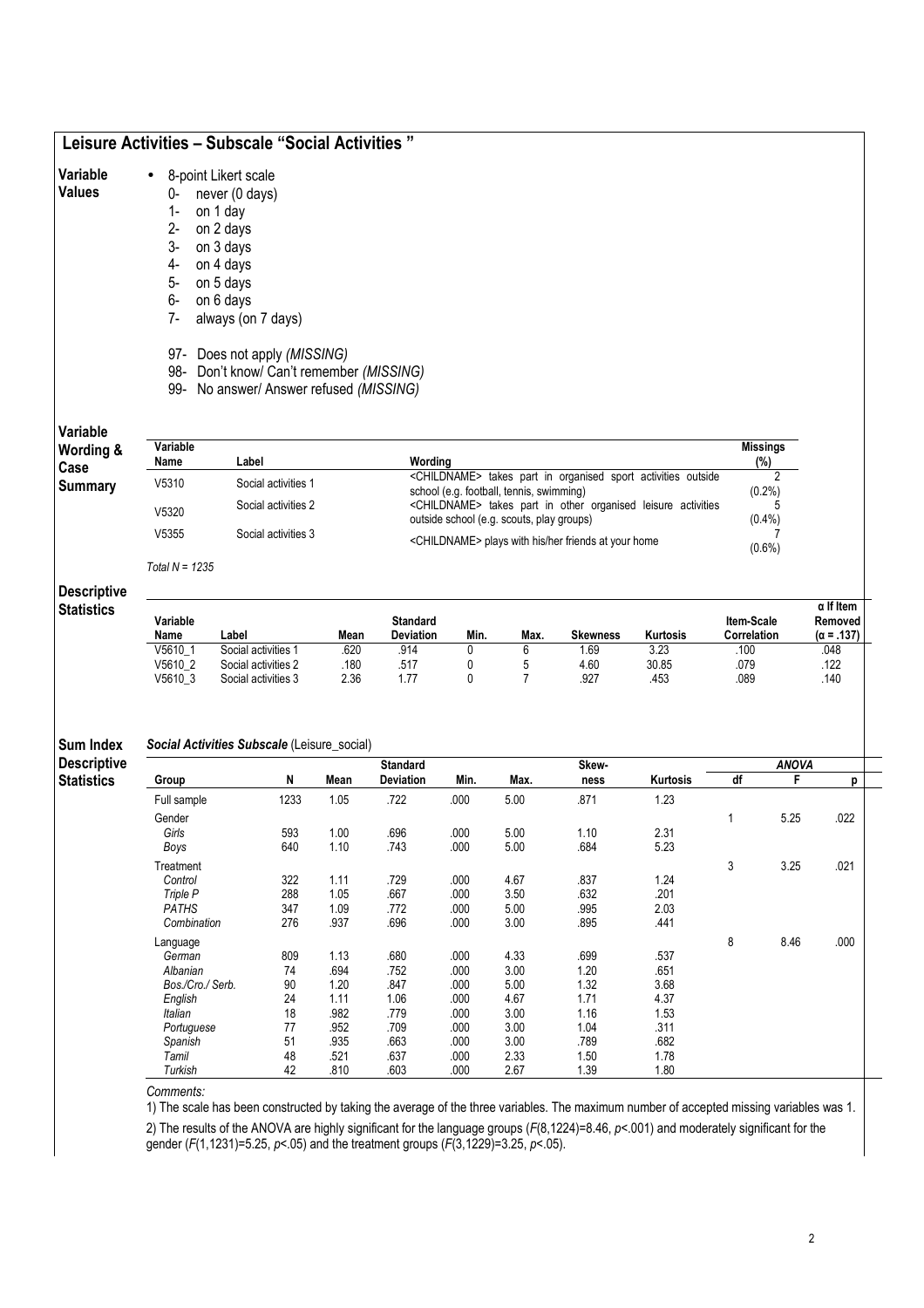## Leisure Activities – Subscale "Social Activities "

**Variable Values**

- 8-point Likert scale
  - 0- never (0 days)
  - 1- on 1 day
  - 2- on 2 days
  - 3- on 3 days
  - 4- on 4 days
  - 5- on 5 days
  - 6- on 6 days
  - 7- always (on 7 days)

  - 97- Does not apply *(MISSING)*
  - 98- Don't know/ Can't remember *(MISSING)*
  - 99- No answer/ Answer refused *(MISSING)*

**Variable Wording & Case Summary**

| Variable Name | Label | Wording | Missings (%) |
|---|---|---|---|
| V5310 | Social activities 1 | <CHILDNAME> takes part in organised sport activities outside school (e.g. football, tennis, swimming) | 2 (0.2%) |
| V5320 | Social activities 2 | <CHILDNAME> takes part in other organised leisure activities outside school (e.g. scouts, play groups) | 5 (0.4%) |
| V5355 | Social activities 3 | <CHILDNAME> plays with his/her friends at your home | 7 (0.6%) |

*Total N = 1235*

**Descriptive Statistics**

| Variable Name | Label | Mean | Standard Deviation | Min. | Max. | Skewness | Kurtosis | Item-Scale Correlation | α If Item Removed (α = .137) |
|---|---|---|---|---|---|---|---|---|---|
| V5610_1 | Social activities 1 | .620 | .914 | 0 | 6 | 1.69 | 3.23 | .100 | .048 |
| V5610_2 | Social activities 2 | .180 | .517 | 0 | 5 | 4.60 | 30.85 | .079 | .122 |
| V5610_3 | Social activities 3 | 2.36 | 1.77 | 0 | 7 | .927 | .453 | .089 | .140 |

**Sum Index Descriptive Statistics**

***Social Activities Subscale*** (Leisure_social)

| Group | N | Mean | Standard Deviation | Min. | Max. | Skew-ness | Kurtosis | ANOVA df | ANOVA F | ANOVA p |
|---|---|---|---|---|---|---|---|---|---|---|
| Full sample | 1233 | 1.05 | .722 | .000 | 5.00 | .871 | 1.23 | | | |
| Gender | | | | | | | | 1 | 5.25 | .022 |
| *Girls* | 593 | 1.00 | .696 | .000 | 5.00 | 1.10 | 2.31 | | | |
| *Boys* | 640 | 1.10 | .743 | .000 | 5.00 | .684 | 5.23 | | | |
| Treatment | | | | | | | | 3 | 3.25 | .021 |
| *Control* | 322 | 1.11 | .729 | .000 | 4.67 | .837 | 1.24 | | | |
| *Triple P* | 288 | 1.05 | .667 | .000 | 3.50 | .632 | .201 | | | |
| *PATHS* | 347 | 1.09 | .772 | .000 | 5.00 | .995 | 2.03 | | | |
| *Combination* | 276 | .937 | .696 | .000 | 3.00 | .895 | .441 | | | |
| Language | | | | | | | | 8 | 8.46 | .000 |
| *German* | 809 | 1.13 | .680 | .000 | 4.33 | .699 | .537 | | | |
| *Albanian* | 74 | .694 | .752 | .000 | 3.00 | 1.20 | .651 | | | |
| *Bos./Cro./ Serb.* | 90 | 1.20 | .847 | .000 | 5.00 | 1.32 | 3.68 | | | |
| *English* | 24 | 1.11 | 1.06 | .000 | 4.67 | 1.71 | 4.37 | | | |
| *Italian* | 18 | .982 | .779 | .000 | 3.00 | 1.16 | 1.53 | | | |
| *Portuguese* | 77 | .952 | .709 | .000 | 3.00 | 1.04 | .311 | | | |
| *Spanish* | 51 | .935 | .663 | .000 | 3.00 | .789 | .682 | | | |
| *Tamil* | 48 | .521 | .637 | .000 | 2.33 | 1.50 | 1.78 | | | |
| *Turkish* | 42 | .810 | .603 | .000 | 2.67 | 1.39 | 1.80 | | | |

*Comments:*

1) The scale has been constructed by taking the average of the three variables. The maximum number of accepted missing variables was 1.

2) The results of the ANOVA are highly significant for the language groups ($F(8,1224)=8.46$, $p<.001$) and moderately significant for the gender ($F(1,1231)=5.25$, $p<.05$) and the treatment groups ($F(3,1229)=3.25$, $p<.05$).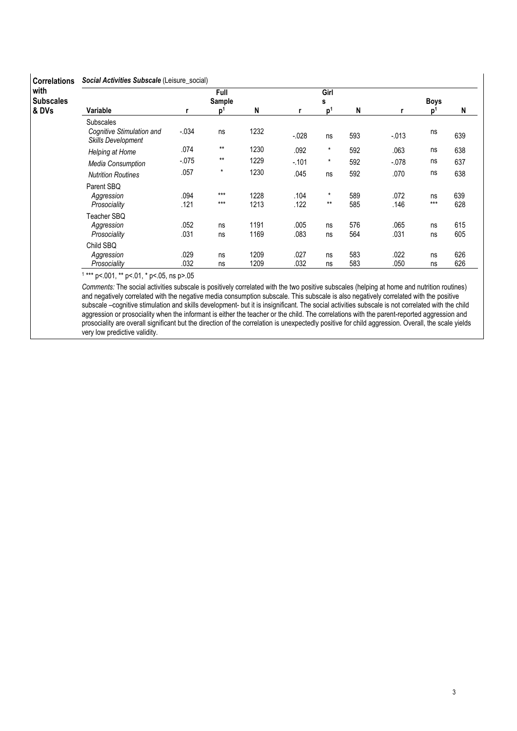**Correlations with Subscales & DVs**

***Social Activities Subscale*** (Leisure_social)

| Variable | Full Sample | | | Girls | | | Boys | | |
|---|---|---|---|---|---|---|---|---|---|
| | r | p[1] | N | r | p[1] | N | r | p[1] | N |
| Subscales | | | | | | | | | |
| *Cognitive Stimulation and Skills Development* | -.034 | ns | 1232 | -.028 | ns | 593 | -.013 | ns | 639 |
| *Helping at Home* | .074 | ** | 1230 | .092 | * | 592 | .063 | ns | 638 |
| *Media Consumption* | -.075 | ** | 1229 | -.101 | * | 592 | -.078 | ns | 637 |
| *Nutrition Routines* | .057 | * | 1230 | .045 | ns | 592 | .070 | ns | 638 |
| Parent SBQ | | | | | | | | | |
| *Aggression* | .094 | *** | 1228 | .104 | * | 589 | .072 | ns | 639 |
| *Prosociality* | .121 | *** | 1213 | .122 | ** | 585 | .146 | *** | 628 |
| Teacher SBQ | | | | | | | | | |
| *Aggression* | .052 | ns | 1191 | .005 | ns | 576 | .065 | ns | 615 |
| *Prosociality* | .031 | ns | 1169 | .083 | ns | 564 | .031 | ns | 605 |
| Child SBQ | | | | | | | | | |
| *Aggression* | .029 | ns | 1209 | .027 | ns | 583 | .022 | ns | 626 |
| *Prosociality* | .032 | ns | 1209 | .032 | ns | 583 | .050 | ns | 626 |

[1] *** p<.001, ** p<.01, * p<.05, ns p>.05

*Comments:* The social activities subscale is positively correlated with the two positive subscales (helping at home and nutrition routines) and negatively correlated with the negative media consumption subscale. This subscale is also negatively correlated with the positive subscale –cognitive stimulation and skills development- but it is insignificant. The social activities subscale is not correlated with the child aggression or prosociality when the informant is either the teacher or the child. The correlations with the parent-reported aggression and prosociality are overall significant but the direction of the correlation is unexpectedly positive for child aggression. Overall, the scale yields very low predictive validity.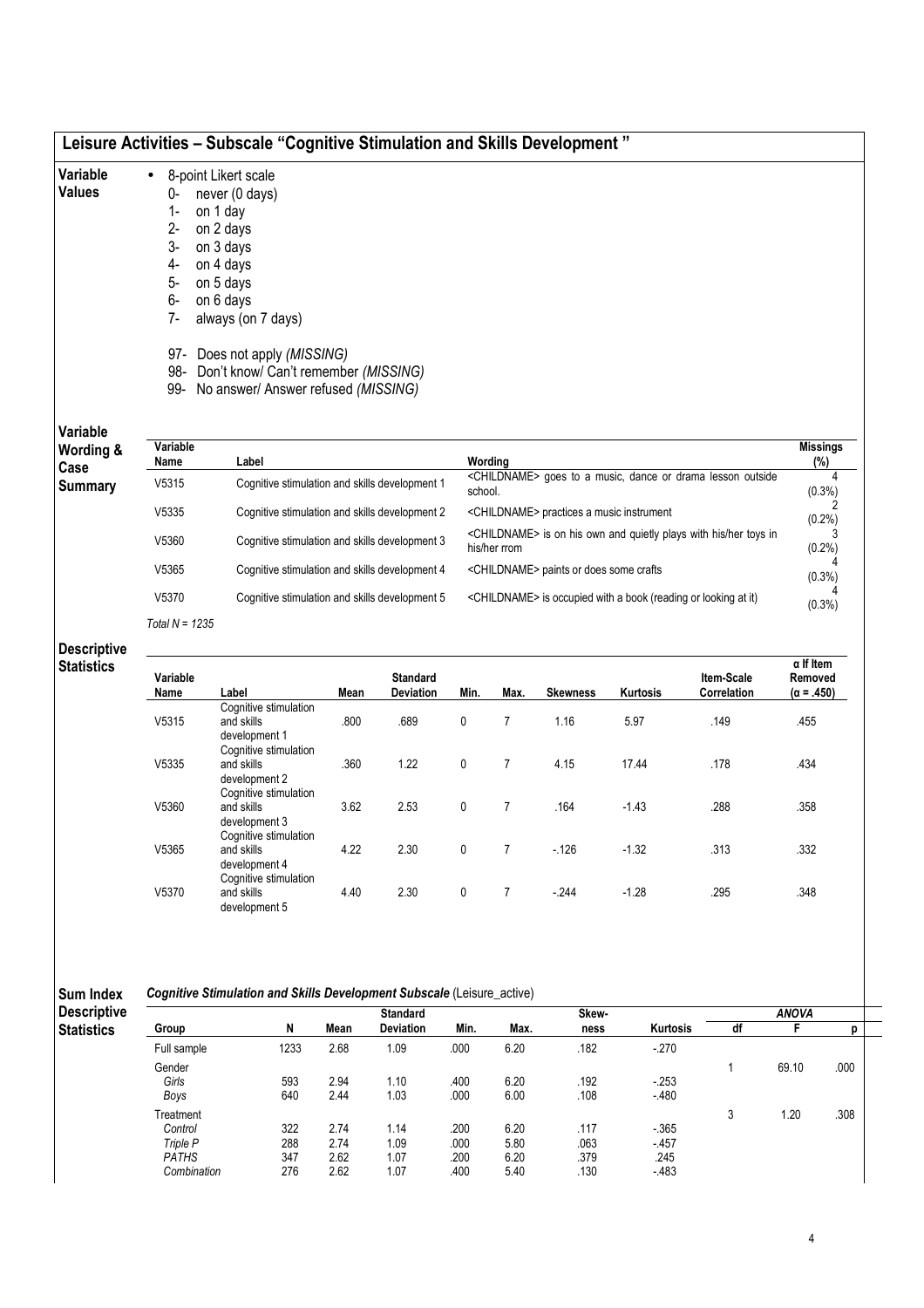## Leisure Activities – Subscale "Cognitive Stimulation and Skills Development "

**Variable Values**

- 8-point Likert scale
  - 0- never (0 days)
  - 1- on 1 day
  - 2- on 2 days
  - 3- on 3 days
  - 4- on 4 days
  - 5- on 5 days
  - 6- on 6 days
  - 7- always (on 7 days)

  - 97- Does not apply *(MISSING)*
  - 98- Don't know/ Can't remember *(MISSING)*
  - 99- No answer/ Answer refused *(MISSING)*

**Variable Wording & Case Summary**

| Variable Name | Label | Wording | Missings (%) |
|---|---|---|---|
| V5315 | Cognitive stimulation and skills development 1 | <CHILDNAME> goes to a music, dance or drama lesson outside school. | 4 (0.3%) |
| V5335 | Cognitive stimulation and skills development 2 | <CHILDNAME> practices a music instrument | 2 (0.2%) |
| V5360 | Cognitive stimulation and skills development 3 | <CHILDNAME> is on his own and quietly plays with his/her toys in his/her rrom | 3 (0.2%) |
| V5365 | Cognitive stimulation and skills development 4 | <CHILDNAME> paints or does some crafts | 4 (0.3%) |
| V5370 | Cognitive stimulation and skills development 5 | <CHILDNAME> is occupied with a book (reading or looking at it) | 4 (0.3%) |

*Total N = 1235*

**Descriptive Statistics**

| Variable Name | Label | Mean | Standard Deviation | Min. | Max. | Skewness | Kurtosis | Item-Scale Correlation | α If Item Removed (α = .450) |
|---|---|---|---|---|---|---|---|---|---|
| V5315 | Cognitive stimulation and skills development 1 | .800 | .689 | 0 | 7 | 1.16 | 5.97 | .149 | .455 |
| V5335 | Cognitive stimulation and skills development 2 | .360 | 1.22 | 0 | 7 | 4.15 | 17.44 | .178 | .434 |
| V5360 | Cognitive stimulation and skills development 3 | 3.62 | 2.53 | 0 | 7 | .164 | -1.43 | .288 | .358 |
| V5365 | Cognitive stimulation and skills development 4 | 4.22 | 2.30 | 0 | 7 | -.126 | -1.32 | .313 | .332 |
| V5370 | Cognitive stimulation and skills development 5 | 4.40 | 2.30 | 0 | 7 | -.244 | -1.28 | .295 | .348 |

**Sum Index Descriptive Statistics**

***Cognitive Stimulation and Skills Development Subscale*** (Leisure_active)

| Group | N | Mean | Standard Deviation | Min. | Max. | Skew-ness | Kurtosis | ANOVA df | ANOVA F | ANOVA p |
|---|---|---|---|---|---|---|---|---|---|---|
| Full sample | 1233 | 2.68 | 1.09 | .000 | 6.20 | .182 | -.270 | | | |
| Gender | | | | | | | | 1 | 69.10 | .000 |
| *Girls* | 593 | 2.94 | 1.10 | .400 | 6.20 | .192 | -.253 | | | |
| *Boys* | 640 | 2.44 | 1.03 | .000 | 6.00 | .108 | -.480 | | | |
| Treatment | | | | | | | | 3 | 1.20 | .308 |
| *Control* | 322 | 2.74 | 1.14 | .200 | 6.20 | .117 | -.365 | | | |
| *Triple P* | 288 | 2.74 | 1.09 | .000 | 5.80 | .063 | -.457 | | | |
| *PATHS* | 347 | 2.62 | 1.07 | .200 | 6.20 | .379 | .245 | | | |
| *Combination* | 276 | 2.62 | 1.07 | .400 | 5.40 | .130 | -.483 | | | |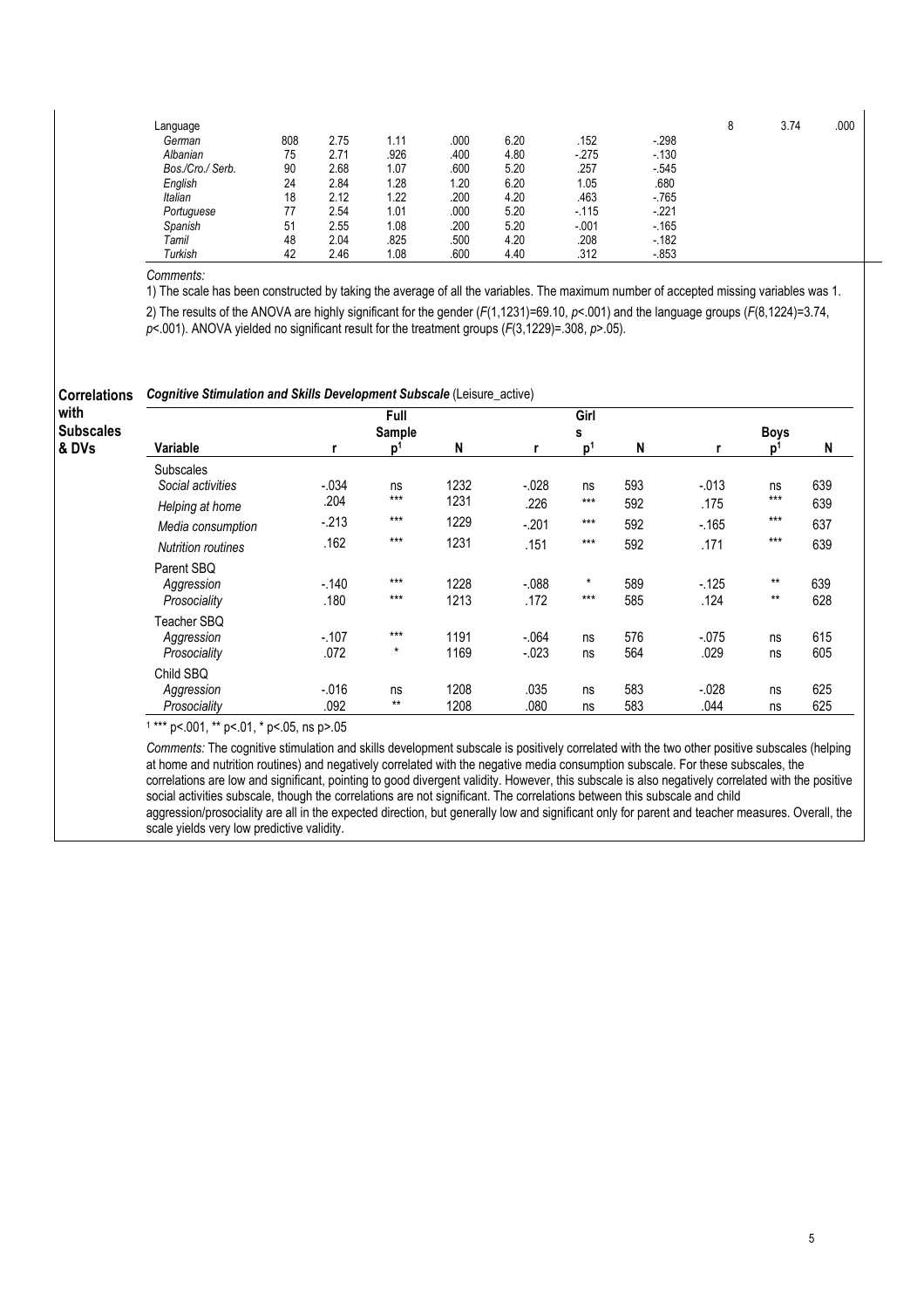| Language | | | | | | | | 8 | 3.74 | .000 |
|---|---|---|---|---|---|---|---|---|---|---|
| *German* | 808 | 2.75 | 1.11 | .000 | 6.20 | .152 | -.298 | | | |
| *Albanian* | 75 | 2.71 | .926 | .400 | 4.80 | -.275 | -.130 | | | |
| *Bos./Cro./ Serb.* | 90 | 2.68 | 1.07 | .600 | 5.20 | .257 | -.545 | | | |
| *English* | 24 | 2.84 | 1.28 | 1.20 | 6.20 | 1.05 | .680 | | | |
| *Italian* | 18 | 2.12 | 1.22 | .200 | 4.20 | .463 | -.765 | | | |
| *Portuguese* | 77 | 2.54 | 1.01 | .000 | 5.20 | -.115 | -.221 | | | |
| *Spanish* | 51 | 2.55 | 1.08 | .200 | 5.20 | -.001 | -.165 | | | |
| *Tamil* | 48 | 2.04 | .825 | .500 | 4.20 | .208 | -.182 | | | |
| *Turkish* | 42 | 2.46 | 1.08 | .600 | 4.40 | .312 | -.853 | | | |

*Comments:*

1) The scale has been constructed by taking the average of all the variables. The maximum number of accepted missing variables was 1.

2) The results of the ANOVA are highly significant for the gender ($F(1,1231)=69.10$, $p<.001$) and the language groups ($F(8,1224)=3.74$, $p<.001$). ANOVA yielded no significant result for the treatment groups ($F(3,1229)=.308$, $p>.05$).

**Correlations with Subscales & DVs**

***Cognitive Stimulation and Skills Development Subscale*** (Leisure_active)

| | Full Sample | | | Girls | | | Boys | | |
|---|---|---|---|---|---|---|---|---|---|
| **Variable** | **r** | **p[1]** | **N** | **r** | **p[1]** | **N** | **r** | **p[1]** | **N** |
| Subscales | | | | | | | | | |
| *Social activities* | -.034 | ns | 1232 | -.028 | ns | 593 | -.013 | ns | 639 |
| *Helping at home* | .204 | *** | 1231 | .226 | *** | 592 | .175 | *** | 639 |
| *Media consumption* | -.213 | *** | 1229 | -.201 | *** | 592 | -.165 | *** | 637 |
| *Nutrition routines* | .162 | *** | 1231 | .151 | *** | 592 | .171 | *** | 639 |
| Parent SBQ | | | | | | | | | |
| *Aggression* | -.140 | *** | 1228 | -.088 | * | 589 | -.125 | ** | 639 |
| *Prosociality* | .180 | *** | 1213 | .172 | *** | 585 | .124 | ** | 628 |
| Teacher SBQ | | | | | | | | | |
| *Aggression* | -.107 | *** | 1191 | -.064 | ns | 576 | -.075 | ns | 615 |
| *Prosociality* | .072 | * | 1169 | -.023 | ns | 564 | .029 | ns | 605 |
| Child SBQ | | | | | | | | | |
| *Aggression* | -.016 | ns | 1208 | .035 | ns | 583 | -.028 | ns | 625 |
| *Prosociality* | .092 | ** | 1208 | .080 | ns | 583 | .044 | ns | 625 |

[1] *** p<.001, ** p<.01, * p<.05, ns p>.05

*Comments:* The cognitive stimulation and skills development subscale is positively correlated with the two other positive subscales (helping at home and nutrition routines) and negatively correlated with the negative media consumption subscale. For these subscales, the correlations are low and significant, pointing to good divergent validity. However, this subscale is also negatively correlated with the positive social activities subscale, though the correlations are not significant. The correlations between this subscale and child aggression/prosociality are all in the expected direction, but generally low and significant only for parent and teacher measures. Overall, the scale yields very low predictive validity.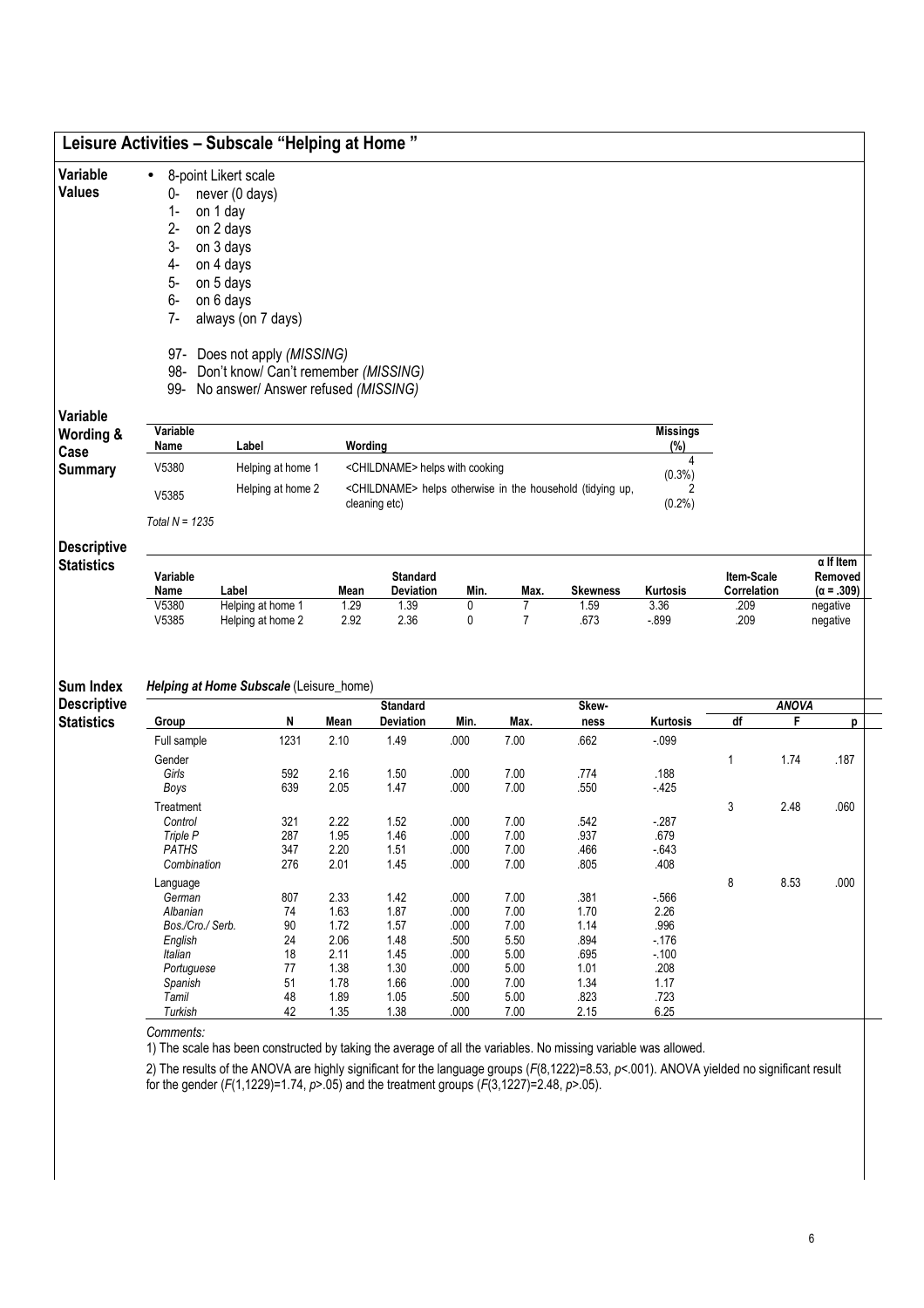## Leisure Activities – Subscale "Helping at Home "

**Variable Values**

- 8-point Likert scale
  - 0- never (0 days)
  - 1- on 1 day
  - 2- on 2 days
  - 3- on 3 days
  - 4- on 4 days
  - 5- on 5 days
  - 6- on 6 days
  - 7- always (on 7 days)

  - 97- Does not apply *(MISSING)*
  - 98- Don't know/ Can't remember *(MISSING)*
  - 99- No answer/ Answer refused *(MISSING)*

**Variable Wording & Case Summary**

| Variable Name | Label | Wording | Missings (%) |
|---|---|---|---|
| V5380 | Helping at home 1 | <CHILDNAME> helps with cooking | 4 (0.3%) |
| V5385 | Helping at home 2 | <CHILDNAME> helps otherwise in the household (tidying up, cleaning etc) | 2 (0.2%) |

*Total N = 1235*

**Descriptive Statistics**

| Variable Name | Label | Mean | Standard Deviation | Min. | Max. | Skewness | Kurtosis | Item-Scale Correlation | α If Item Removed (α = .309) |
|---|---|---|---|---|---|---|---|---|---|
| V5380 | Helping at home 1 | 1.29 | 1.39 | 0 | 7 | 1.59 | 3.36 | .209 | negative |
| V5385 | Helping at home 2 | 2.92 | 2.36 | 0 | 7 | .673 | -.899 | .209 | negative |

**Sum Index Descriptive Statistics**

***Helping at Home Subscale*** (Leisure_home)

| Group | N | Mean | Standard Deviation | Min. | Max. | Skew-ness | Kurtosis | ANOVA df | F | p |
|---|---|---|---|---|---|---|---|---|---|---|
| Full sample | 1231 | 2.10 | 1.49 | .000 | 7.00 | .662 | -.099 | | | |
| Gender | | | | | | | | 1 | 1.74 | .187 |
| *Girls* | 592 | 2.16 | 1.50 | .000 | 7.00 | .774 | .188 | | | |
| *Boys* | 639 | 2.05 | 1.47 | .000 | 7.00 | .550 | -.425 | | | |
| Treatment | | | | | | | | 3 | 2.48 | .060 |
| *Control* | 321 | 2.22 | 1.52 | .000 | 7.00 | .542 | -.287 | | | |
| *Triple P* | 287 | 1.95 | 1.46 | .000 | 7.00 | .937 | .679 | | | |
| *PATHS* | 347 | 2.20 | 1.51 | .000 | 7.00 | .466 | -.643 | | | |
| *Combination* | 276 | 2.01 | 1.45 | .000 | 7.00 | .805 | .408 | | | |
| Language | | | | | | | | 8 | 8.53 | .000 |
| *German* | 807 | 2.33 | 1.42 | .000 | 7.00 | .381 | -.566 | | | |
| *Albanian* | 74 | 1.63 | 1.87 | .000 | 7.00 | 1.70 | 2.26 | | | |
| *Bos./Cro./ Serb.* | 90 | 1.72 | 1.57 | .000 | 7.00 | 1.14 | .996 | | | |
| *English* | 24 | 2.06 | 1.48 | .500 | 5.50 | .894 | -.176 | | | |
| *Italian* | 18 | 2.11 | 1.45 | .000 | 5.00 | .695 | -.100 | | | |
| *Portuguese* | 77 | 1.38 | 1.30 | .000 | 5.00 | 1.01 | .208 | | | |
| *Spanish* | 51 | 1.78 | 1.66 | .000 | 7.00 | 1.34 | 1.17 | | | |
| *Tamil* | 48 | 1.89 | 1.05 | .500 | 5.00 | .823 | .723 | | | |
| *Turkish* | 42 | 1.35 | 1.38 | .000 | 7.00 | 2.15 | 6.25 | | | |

*Comments:*

1) The scale has been constructed by taking the average of all the variables. No missing variable was allowed.

2) The results of the ANOVA are highly significant for the language groups ($F(8,1222)=8.53$, $p<.001$). ANOVA yielded no significant result for the gender ($F(1,1229)=1.74$, $p>.05$) and the treatment groups ($F(3,1227)=2.48$, $p>.05$).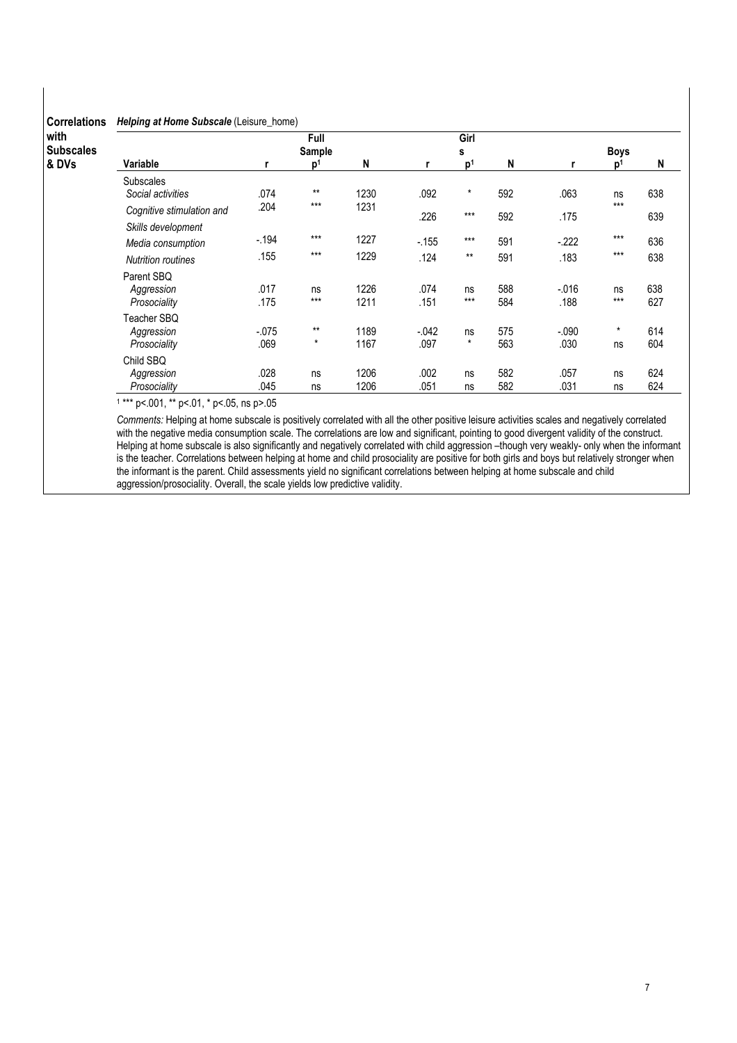**Correlations with Subscales & DVs**

***Helping at Home Subscale*** (Leisure_home)

| Variable | Full Sample r | p[1] | N | Girls r | p[1] | N | Boys r | p[1] | N |
|---|---|---|---|---|---|---|---|---|---|
| Subscales | | | | | | | | | |
| *Social activities* | .074 | ** | 1230 | .092 | * | 592 | .063 | ns | 638 |
| *Cognitive stimulation and Skills development* | .204 | *** | 1231 | .226 | *** | 592 | .175 | *** | 639 |
| *Media consumption* | -.194 | *** | 1227 | -.155 | *** | 591 | -.222 | *** | 636 |
| *Nutrition routines* | .155 | *** | 1229 | .124 | ** | 591 | .183 | *** | 638 |
| Parent SBQ | | | | | | | | | |
| *Aggression* | .017 | ns | 1226 | .074 | ns | 588 | -.016 | ns | 638 |
| *Prosociality* | .175 | *** | 1211 | .151 | *** | 584 | .188 | *** | 627 |
| Teacher SBQ | | | | | | | | | |
| *Aggression* | -.075 | ** | 1189 | -.042 | ns | 575 | -.090 | * | 614 |
| *Prosociality* | .069 | * | 1167 | .097 | * | 563 | .030 | ns | 604 |
| Child SBQ | | | | | | | | | |
| *Aggression* | .028 | ns | 1206 | .002 | ns | 582 | .057 | ns | 624 |
| *Prosociality* | .045 | ns | 1206 | .051 | ns | 582 | .031 | ns | 624 |

[1] *** p<.001, ** p<.01, * p<.05, ns p>.05

*Comments:* Helping at home subscale is positively correlated with all the other positive leisure activities scales and negatively correlated with the negative media consumption scale. The correlations are low and significant, pointing to good divergent validity of the construct. Helping at home subscale is also significantly and negatively correlated with child aggression –though very weakly- only when the informant is the teacher. Correlations between helping at home and child prosociality are positive for both girls and boys but relatively stronger when the informant is the parent. Child assessments yield no significant correlations between helping at home subscale and child aggression/prosociality. Overall, the scale yields low predictive validity.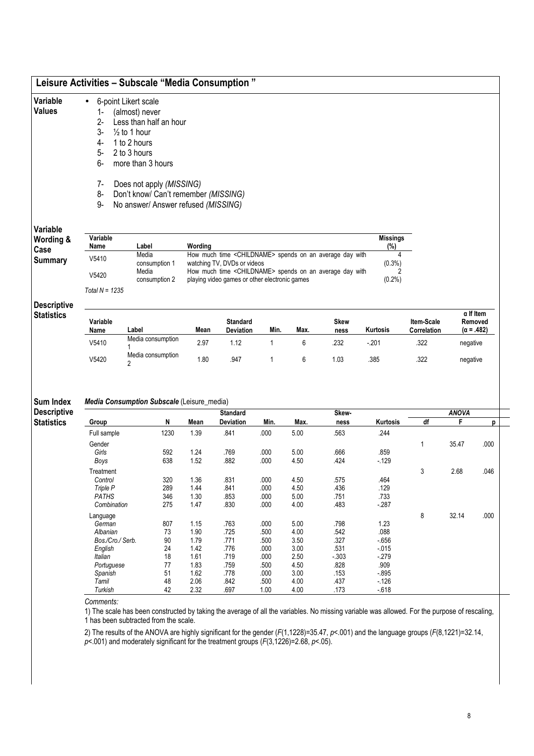## Leisure Activities – Subscale "Media Consumption "

**Variable Values**

- 6-point Likert scale
  1- (almost) never
  2- Less than half an hour
  3- ½ to 1 hour
  4- 1 to 2 hours
  5- 2 to 3 hours
  6- more than 3 hours

  7- Does not apply *(MISSING)*
  8- Don't know/ Can't remember *(MISSING)*
  9- No answer/ Answer refused *(MISSING)*

**Variable Wording & Case Summary**

| Variable Name | Label | Wording | Missings (%) |
|---|---|---|---|
| V5410 | Media consumption 1 | How much time <CHILDNAME> spends on an average day with watching TV, DVDs or videos | 4 (0.3%) |
| V5420 | Media consumption 2 | How much time <CHILDNAME> spends on an average day with playing video games or other electronic games | 2 (0.2%) |

*Total N = 1235*

**Descriptive Statistics**

| Variable Name | Label | Mean | Standard Deviation | Min. | Max. | Skewness | Kurtosis | Item-Scale Correlation | α If Item Removed (α = .482) |
|---|---|---|---|---|---|---|---|---|---|
| V5410 | Media consumption 1 | 2.97 | 1.12 | 1 | 6 | .232 | -.201 | .322 | negative |
| V5420 | Media consumption 2 | 1.80 | .947 | 1 | 6 | 1.03 | .385 | .322 | negative |

**Sum Index Descriptive Statistics**

***Media Consumption Subscale*** (Leisure_media)

| Group | N | Mean | Standard Deviation | Min. | Max. | Skewness | Kurtosis | ANOVA df | ANOVA F | ANOVA p |
|---|---|---|---|---|---|---|---|---|---|---|
| Full sample | 1230 | 1.39 | .841 | .000 | 5.00 | .563 | .244 | | | |
| Gender | | | | | | | | 1 | 35.47 | .000 |
| *Girls* | 592 | 1.24 | .769 | .000 | 5.00 | .666 | .859 | | | |
| *Boys* | 638 | 1.52 | .882 | .000 | 4.50 | .424 | -.129 | | | |
| Treatment | | | | | | | | 3 | 2.68 | .046 |
| *Control* | 320 | 1.36 | .831 | .000 | 4.50 | .575 | .464 | | | |
| *Triple P* | 289 | 1.44 | .841 | .000 | 4.50 | .436 | .129 | | | |
| *PATHS* | 346 | 1.30 | .853 | .000 | 5.00 | .751 | .733 | | | |
| *Combination* | 275 | 1.47 | .830 | .000 | 4.00 | .483 | -.287 | | | |
| Language | | | | | | | | 8 | 32.14 | .000 |
| *German* | 807 | 1.15 | .763 | .000 | 5.00 | .798 | 1.23 | | | |
| *Albanian* | 73 | 1.90 | .725 | .500 | 4.00 | .542 | .088 | | | |
| *Bos./Cro./ Serb.* | 90 | 1.79 | .771 | .500 | 3.50 | .327 | -.656 | | | |
| *English* | 24 | 1.42 | .776 | .000 | 3.00 | .531 | -.015 | | | |
| *Italian* | 18 | 1.61 | .719 | .000 | 2.50 | -.303 | -.279 | | | |
| *Portuguese* | 77 | 1.83 | .759 | .500 | 4.50 | .828 | .909 | | | |
| *Spanish* | 51 | 1.62 | .778 | .000 | 3.00 | .153 | -.895 | | | |
| *Tamil* | 48 | 2.06 | .842 | .500 | 4.00 | .437 | -.126 | | | |
| *Turkish* | 42 | 2.32 | .697 | 1.00 | 4.00 | .173 | -.618 | | | |

*Comments:*

1) The scale has been constructed by taking the average of all the variables. No missing variable was allowed. For the purpose of rescaling, 1 has been subtracted from the scale.

2) The results of the ANOVA are highly significant for the gender ($F(1,1228)=35.47$, $p<.001$) and the language groups ($F(8,1221)=32.14$, $p<.001$) and moderately significant for the treatment groups ($F(3,1226)=2.68$, $p<.05$).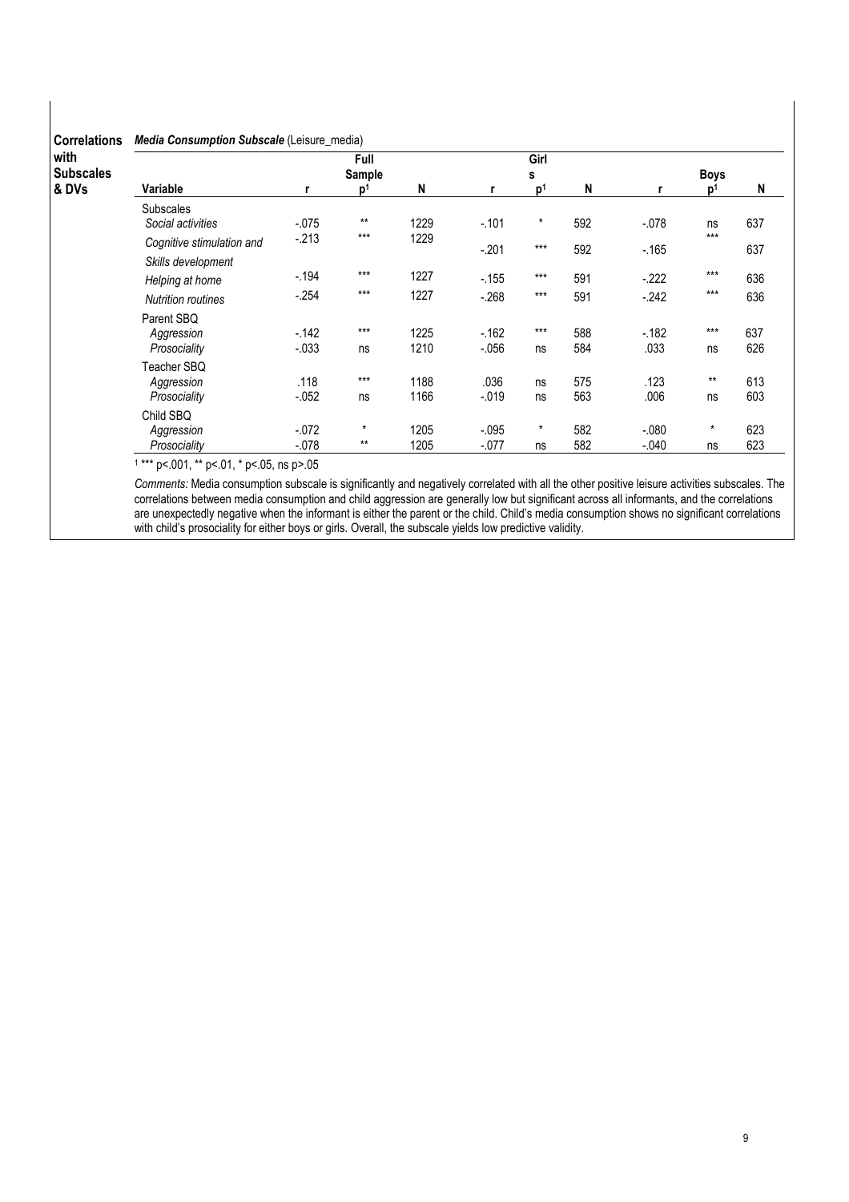**Correlations with Subscales & DVs**

***Media Consumption Subscale*** (Leisure_media)

| Variable | Full Sample r | p[1] | N | Girls r | p[1] | N | Boys r | p[1] | N |
|---|---|---|---|---|---|---|---|---|---|
| Subscales | | | | | | | | | |
| *Social activities* | -.075 | ** | 1229 | -.101 | * | 592 | -.078 | ns | 637 |
| *Cognitive stimulation and Skills development* | -.213 | *** | 1229 | -.201 | *** | 592 | -.165 | *** | 637 |
| *Helping at home* | -.194 | *** | 1227 | -.155 | *** | 591 | -.222 | *** | 636 |
| *Nutrition routines* | -.254 | *** | 1227 | -.268 | *** | 591 | -.242 | *** | 636 |
| Parent SBQ | | | | | | | | | |
| *Aggression* | -.142 | *** | 1225 | -.162 | *** | 588 | -.182 | *** | 637 |
| *Prosociality* | -.033 | ns | 1210 | -.056 | ns | 584 | .033 | ns | 626 |
| Teacher SBQ | | | | | | | | | |
| *Aggression* | .118 | *** | 1188 | .036 | ns | 575 | .123 | ** | 613 |
| *Prosociality* | -.052 | ns | 1166 | -.019 | ns | 563 | .006 | ns | 603 |
| Child SBQ | | | | | | | | | |
| *Aggression* | -.072 | * | 1205 | -.095 | * | 582 | -.080 | * | 623 |
| *Prosociality* | -.078 | ** | 1205 | -.077 | ns | 582 | -.040 | ns | 623 |

[1] *** p<.001, ** p<.01, * p<.05, ns p>.05

*Comments:* Media consumption subscale is significantly and negatively correlated with all the other positive leisure activities subscales. The correlations between media consumption and child aggression are generally low but significant across all informants, and the correlations are unexpectedly negative when the informant is either the parent or the child. Child's media consumption shows no significant correlations with child's prosociality for either boys or girls. Overall, the subscale yields low predictive validity.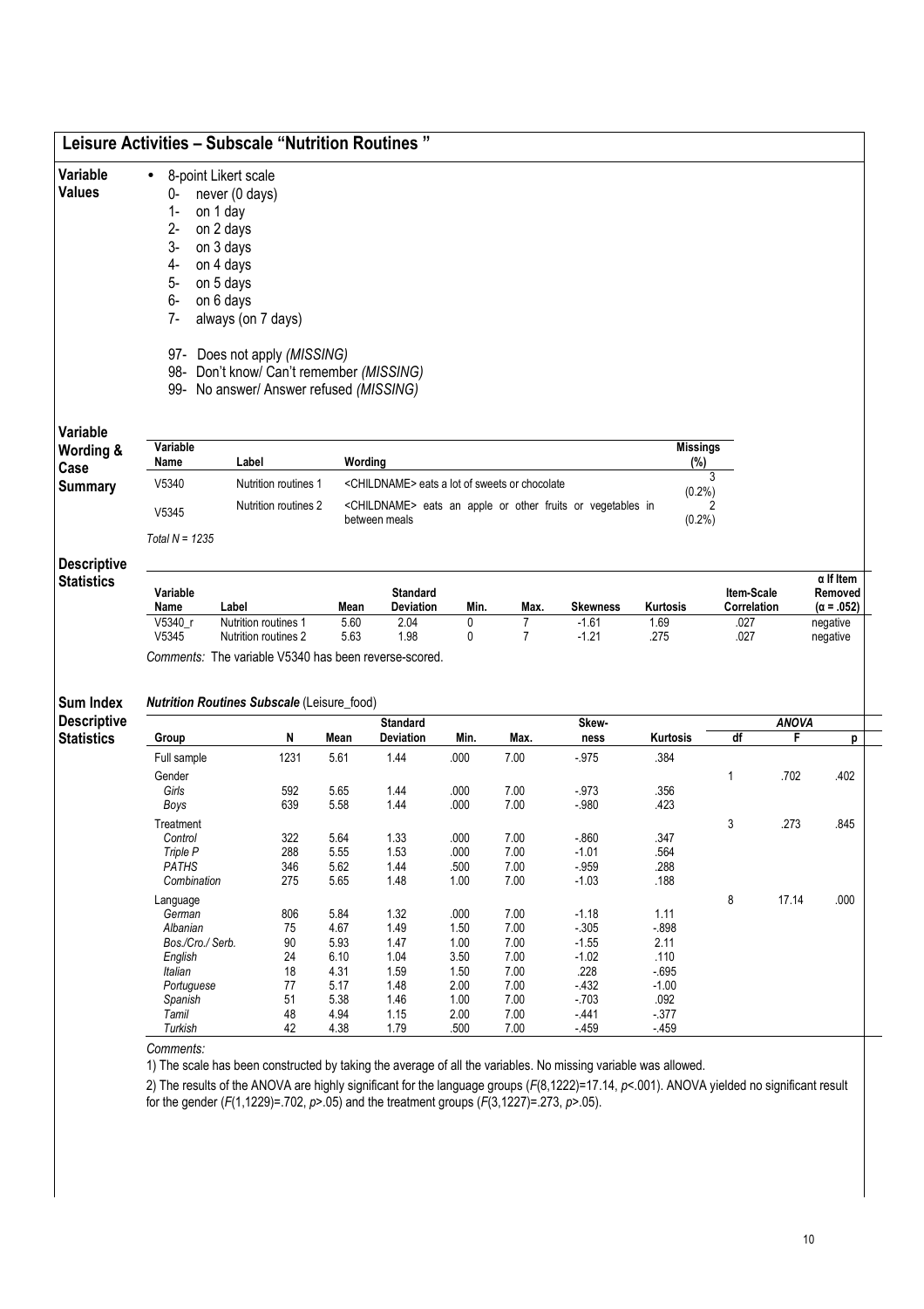## Leisure Activities – Subscale "Nutrition Routines"

**Variable Values**

- 8-point Likert scale
  - 0- never (0 days)
  - 1- on 1 day
  - 2- on 2 days
  - 3- on 3 days
  - 4- on 4 days
  - 5- on 5 days
  - 6- on 6 days
  - 7- always (on 7 days)

  - 97- Does not apply *(MISSING)*
  - 98- Don't know/ Can't remember *(MISSING)*
  - 99- No answer/ Answer refused *(MISSING)*

**Variable Wording & Case Summary**

| Variable Name | Label | Wording | Missings (%) |
|---|---|---|---|
| V5340 | Nutrition routines 1 | <CHILDNAME> eats a lot of sweets or chocolate | 3 (0.2%) |
| V5345 | Nutrition routines 2 | <CHILDNAME> eats an apple or other fruits or vegetables in between meals | 2 (0.2%) |

*Total N = 1235*

**Descriptive Statistics**

| Variable Name | Label | Mean | Standard Deviation | Min. | Max. | Skewness | Kurtosis | Item-Scale Correlation | α If Item Removed (α = .052) |
|---|---|---|---|---|---|---|---|---|---|
| V5340_r | Nutrition routines 1 | 5.60 | 2.04 | 0 | 7 | -1.61 | 1.69 | .027 | negative |
| V5345 | Nutrition routines 2 | 5.63 | 1.98 | 0 | 7 | -1.21 | .275 | .027 | negative |

*Comments:* The variable V5340 has been reverse-scored.

**Sum Index Descriptive Statistics**

***Nutrition Routines Subscale*** (Leisure_food)

| Group | N | Mean | Standard Deviation | Min. | Max. | Skew-ness | Kurtosis | ANOVA df | F | p |
|---|---|---|---|---|---|---|---|---|---|---|
| Full sample | 1231 | 5.61 | 1.44 | .000 | 7.00 | -.975 | .384 | | | |
| Gender | | | | | | | | 1 | .702 | .402 |
| *Girls* | 592 | 5.65 | 1.44 | .000 | 7.00 | -.973 | .356 | | | |
| *Boys* | 639 | 5.58 | 1.44 | .000 | 7.00 | -.980 | .423 | | | |
| Treatment | | | | | | | | 3 | .273 | .845 |
| *Control* | 322 | 5.64 | 1.33 | .000 | 7.00 | -.860 | .347 | | | |
| *Triple P* | 288 | 5.55 | 1.53 | .000 | 7.00 | -1.01 | .564 | | | |
| *PATHS* | 346 | 5.62 | 1.44 | .500 | 7.00 | -.959 | .288 | | | |
| *Combination* | 275 | 5.65 | 1.48 | 1.00 | 7.00 | -1.03 | .188 | | | |
| Language | | | | | | | | 8 | 17.14 | .000 |
| *German* | 806 | 5.84 | 1.32 | .000 | 7.00 | -1.18 | 1.11 | | | |
| *Albanian* | 75 | 4.67 | 1.49 | 1.50 | 7.00 | -.305 | -.898 | | | |
| *Bos./Cro./ Serb.* | 90 | 5.93 | 1.47 | 1.00 | 7.00 | -1.55 | 2.11 | | | |
| *English* | 24 | 6.10 | 1.04 | 3.50 | 7.00 | -1.02 | .110 | | | |
| *Italian* | 18 | 4.31 | 1.59 | 1.50 | 7.00 | .228 | -.695 | | | |
| *Portuguese* | 77 | 5.17 | 1.48 | 2.00 | 7.00 | -.432 | -1.00 | | | |
| *Spanish* | 51 | 5.38 | 1.46 | 1.00 | 7.00 | -.703 | .092 | | | |
| *Tamil* | 48 | 4.94 | 1.15 | 2.00 | 7.00 | -.441 | -.377 | | | |
| *Turkish* | 42 | 4.38 | 1.79 | .500 | 7.00 | -.459 | -.459 | | | |

*Comments:*

1) The scale has been constructed by taking the average of all the variables. No missing variable was allowed.

2) The results of the ANOVA are highly significant for the language groups ($F(8,1222)=17.14$, $p<.001$). ANOVA yielded no significant result for the gender ($F(1,1229)=.702$, $p>.05$) and the treatment groups ($F(3,1227)=.273$, $p>.05$).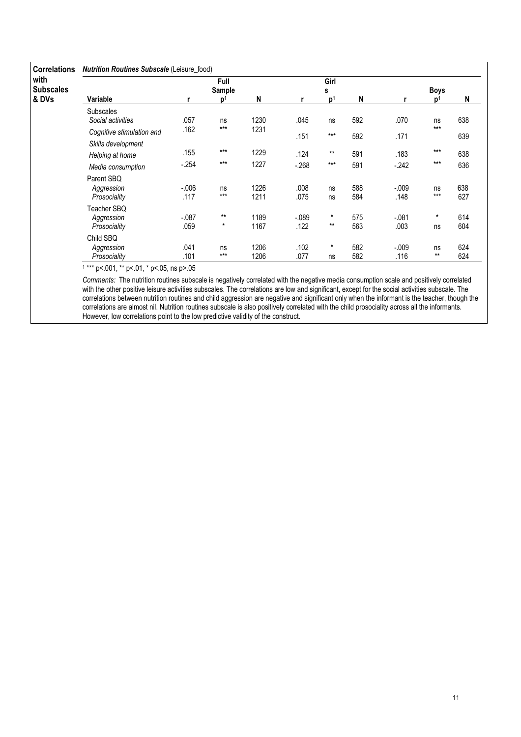**Correlations with Subscales & DVs**

***Nutrition Routines Subscale*** (Leisure_food)

| Variable | Full Sample r | Full Sample p[1] | Full Sample N | Girls r | Girls p[1] | Girls N | Boys r | Boys p[1] | Boys N |
|---|---|---|---|---|---|---|---|---|---|
| Subscales | | | | | | | | | |
| *Social activities* | .057 | ns | 1230 | .045 | ns | 592 | .070 | ns | 638 |
| *Cognitive stimulation and Skills development* | .162 | *** | 1231 | .151 | *** | 592 | .171 | *** | 639 |
| *Helping at home* | .155 | *** | 1229 | .124 | ** | 591 | .183 | *** | 638 |
| *Media consumption* | -.254 | *** | 1227 | -.268 | *** | 591 | -.242 | *** | 636 |
| Parent SBQ | | | | | | | | | |
| *Aggression* | -.006 | ns | 1226 | .008 | ns | 588 | -.009 | ns | 638 |
| *Prosociality* | .117 | *** | 1211 | .075 | ns | 584 | .148 | *** | 627 |
| Teacher SBQ | | | | | | | | | |
| *Aggression* | -.087 | ** | 1189 | -.089 | * | 575 | -.081 | * | 614 |
| *Prosociality* | .059 | * | 1167 | .122 | ** | 563 | .003 | ns | 604 |
| Child SBQ | | | | | | | | | |
| *Aggression* | .041 | ns | 1206 | .102 | * | 582 | -.009 | ns | 624 |
| *Prosociality* | .101 | *** | 1206 | .077 | ns | 582 | .116 | ** | 624 |

[1] *** p<.001, ** p<.01, * p<.05, ns p>.05

*Comments:* The nutrition routines subscale is negatively correlated with the negative media consumption scale and positively correlated with the other positive leisure activities subscales. The correlations are low and significant, except for the social activities subscale. The correlations between nutrition routines and child aggression are negative and significant only when the informant is the teacher, though the correlations are almost nil. Nutrition routines subscale is also positively correlated with the child prosociality across all the informants. However, low correlations point to the low predictive validity of the construct.